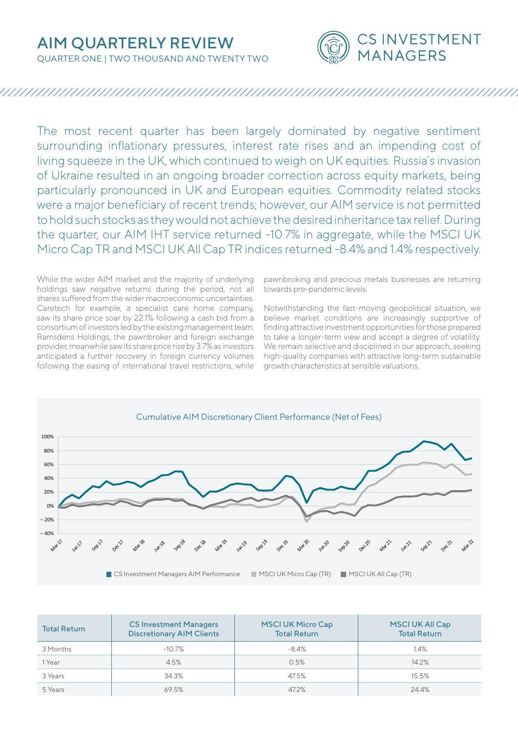# AIM QUARTERLY REVIEW

QUARTER ONE | TWO THOUSAND AND TWENTY TWO

CS INVESTMENT MANAGERS

The most recent quarter has been largely dominated by negative sentiment surrounding inflationary pressures, interest rate rises and an impending cost of living squeeze in the UK, which continued to weigh on UK equities. Russia's invasion of Ukraine resulted in an ongoing broader correction across equity markets, being particularly pronounced in UK and European equities. Commodity related stocks were a major beneficiary of recent trends; however, our AIM service is not permitted to hold such stocks as they would not achieve the desired inheritance tax relief. During the quarter, our AIM IHT service returned -10.7% in aggregate, while the MSCI UK Micro Cap TR and MSCI UK All Cap TR indices returned -8.4% and 1.4% respectively.

While the wider AIM market and the majority of underlying holdings saw negative returns during the period, not all shares suffered from the wider macroeconomic uncertainties. Caretech for example, a specialist care home company, saw its share price soar by 22.1% following a cash bid from a consortium of investors led by the existing management team. Ramsdens Holdings, the pawnbroker and foreign exchange provider, meanwhile saw its share price rise by 3.7% as investors anticipated a further recovery in foreign currency volumes following the easing of international travel restrictions, while pawnbroking and precious metals businesses are returning towards pre-pandemic levels.

Notwithstanding the fast-moving geopolitical situation, we believe market conditions are increasingly supportive of finding attractive investment opportunities for those prepared to take a longer-term view and accept a degree of volatility. We remain selective and disciplined in our approach, seeking high-quality companies with attractive long-term sustainable growth characteristics at sensible valuations.

Cumulative AIM Discretionary Client Performance (Net of Fees)

Legend: CS Investment Managers AIM Performance | MSCI UK Micro Cap (TR) | MSCI UK All Cap (TR)

| Total Return | CS Investment Managers Discretionary AIM Clients | MSCI UK Micro Cap Total Return | MSCI UK All Cap Total Return |
|---|---|---|---|
| 3 Months | -10.7% | -8.4% | 1.4% |
| 1 Year | 4.5% | 0.5% | 14.2% |
| 3 Years | 34.3% | 47.5% | 15.5% |
| 5 Years | 69.5% | 47.2% | 24.4% |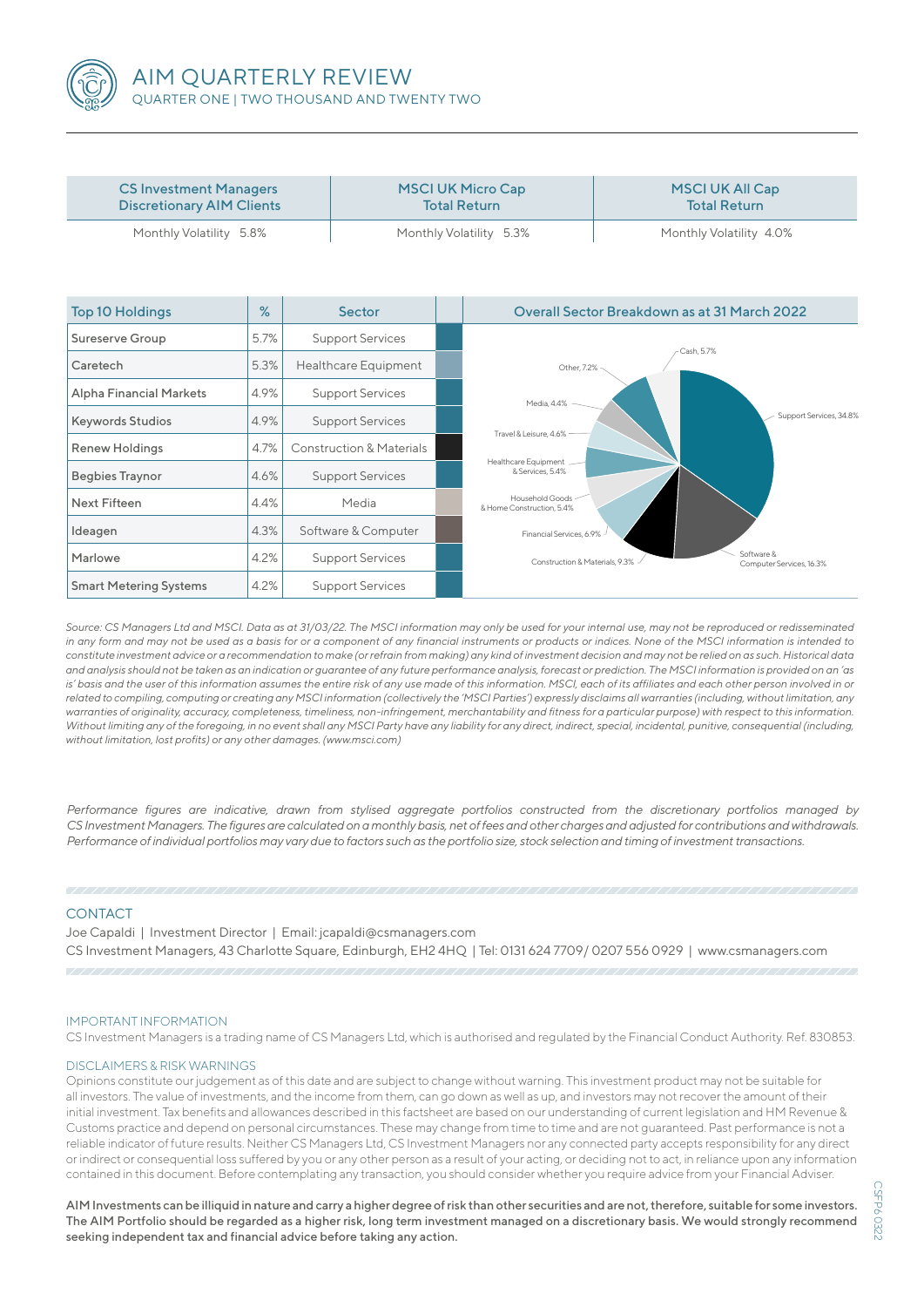# AIM QUARTERLY REVIEW

QUARTER ONE | TWO THOUSAND AND TWENTY TWO

| CS Investment Managers Discretionary AIM Clients | MSCI UK Micro Cap Total Return | MSCI UK All Cap Total Return |
|---|---|---|
| Monthly Volatility 5.8% | Monthly Volatility 5.3% | Monthly Volatility 4.0% |

| Top 10 Holdings | % | Sector |
|---|---|---|
| Sureserve Group | 5.7% | Support Services |
| Caretech | 5.3% | Healthcare Equipment |
| Alpha Financial Markets | 4.9% | Support Services |
| Keywords Studios | 4.9% | Support Services |
| Renew Holdings | 4.7% | Construction & Materials |
| Begbies Traynor | 4.6% | Support Services |
| Next Fifteen | 4.4% | Media |
| Ideagen | 4.3% | Software & Computer |
| Marlowe | 4.2% | Support Services |
| Smart Metering Systems | 4.2% | Support Services |

Overall Sector Breakdown as at 31 March 2022

Cash, 5.7%
Other, 7.2%
Media, 4.4%
Travel & Leisure, 4.6%
Healthcare Equipment & Services, 5.4%
Household Goods & Home Construction, 5.4%
Financial Services, 6.9%
Construction & Materials, 9.3%
Software & Computer Services, 16.3%
Support Services, 34.8%

*Source: CS Managers Ltd and MSCI. Data as at 31/03/22. The MSCI information may only be used for your internal use, may not be reproduced or redisseminated in any form and may not be used as a basis for or a component of any financial instruments or products or indices. None of the MSCI information is intended to constitute investment advice or a recommendation to make (or refrain from making) any kind of investment decision and may not be relied on as such. Historical data and analysis should not be taken as an indication or guarantee of any future performance analysis, forecast or prediction. The MSCI information is provided on an 'as is' basis and the user of this information assumes the entire risk of any use made of this information. MSCI, each of its affiliates and each other person involved in or related to compiling, computing or creating any MSCI information (collectively the 'MSCI Parties') expressly disclaims all warranties (including, without limitation, any warranties of originality, accuracy, completeness, timeliness, non-infringement, merchantability and fitness for a particular purpose) with respect to this information. Without limiting any of the foregoing, in no event shall any MSCI Party have any liability for any direct, indirect, special, incidental, punitive, consequential (including, without limitation, lost profits) or any other damages. (www.msci.com)*

*Performance figures are indicative, drawn from stylised aggregate portfolios constructed from the discretionary portfolios managed by CS Investment Managers. The figures are calculated on a monthly basis, net of fees and other charges and adjusted for contributions and withdrawals. Performance of individual portfolios may vary due to factors such as the portfolio size, stock selection and timing of investment transactions.*

## CONTACT

Joe Capaldi | Investment Director | Email: jcapaldi@csmanagers.com
CS Investment Managers, 43 Charlotte Square, Edinburgh, EH2 4HQ | Tel: 0131 624 7709/ 0207 556 0929 | www.csmanagers.com

## IMPORTANT INFORMATION

CS Investment Managers is a trading name of CS Managers Ltd, which is authorised and regulated by the Financial Conduct Authority. Ref. 830853.

## DISCLAIMERS & RISK WARNINGS

Opinions constitute our judgement as of this date and are subject to change without warning. This investment product may not be suitable for all investors. The value of investments, and the income from them, can go down as well as up, and investors may not recover the amount of their initial investment. Tax benefits and allowances described in this factsheet are based on our understanding of current legislation and HM Revenue & Customs practice and depend on personal circumstances. These may change from time to time and are not guaranteed. Past performance is not a reliable indicator of future results. Neither CS Managers Ltd, CS Investment Managers nor any connected party accepts responsibility for any direct or indirect or consequential loss suffered by you or any other person as a result of your acting, or deciding not to act, in reliance upon any information contained in this document. Before contemplating any transaction, you should consider whether you require advice from your Financial Adviser.

**AIM Investments can be illiquid in nature and carry a higher degree of risk than other securities and are not, therefore, suitable for some investors. The AIM Portfolio should be regarded as a higher risk, long term investment managed on a discretionary basis. We would strongly recommend seeking independent tax and financial advice before taking any action.**

CSFP6 0322